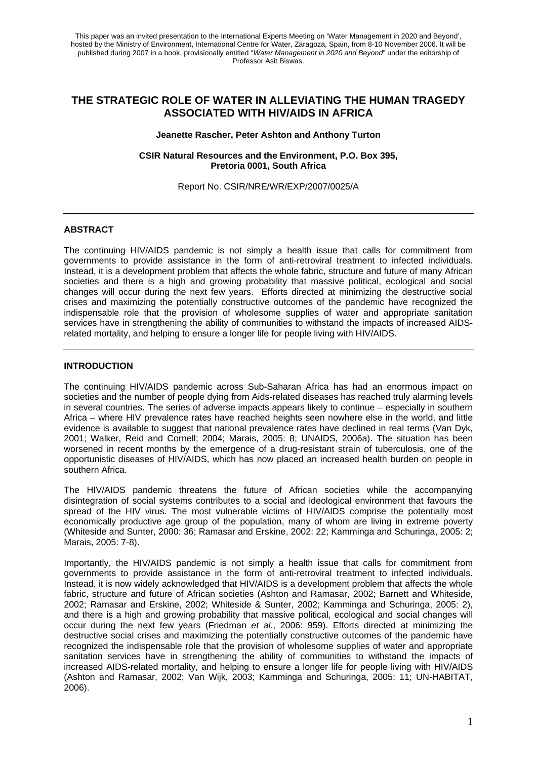This paper was an invited presentation to the International Experts Meeting on 'Water Management in 2020 and Beyond', hosted by the Ministry of Environment, International Centre for Water, Zaragoza, Spain, from 8-10 November 2006. It will be published during 2007 in a book, provisionally entitled "*Water Management in 2020 and Beyond*" under the editorship of Professor Asit Biswas.

# THE STRATEGIC ROLE OF WATER IN ALLEVIATING THE HUMAN TRAGEDY ASSOCIATED WITH HIV/AIDS IN AFRICA

**Jeanette Rascher, Peter Ashton and Anthony Turton**

**CSIR Natural Resources and the Environment, P.O. Box 395, Pretoria 0001, South Africa**

Report No. CSIR/NRE/WR/EXP/2007/0025/A

---

## ABSTRACT

The continuing HIV/AIDS pandemic is not simply a health issue that calls for commitment from governments to provide assistance in the form of anti-retroviral treatment to infected individuals. Instead, it is a development problem that affects the whole fabric, structure and future of many African societies and there is a high and growing probability that massive political, ecological and social changes will occur during the next few years. Efforts directed at minimizing the destructive social crises and maximizing the potentially constructive outcomes of the pandemic have recognized the indispensable role that the provision of wholesome supplies of water and appropriate sanitation services have in strengthening the ability of communities to withstand the impacts of increased AIDS-related mortality, and helping to ensure a longer life for people living with HIV/AIDS.

---

## INTRODUCTION

The continuing HIV/AIDS pandemic across Sub-Saharan Africa has had an enormous impact on societies and the number of people dying from Aids-related diseases has reached truly alarming levels in several countries. The series of adverse impacts appears likely to continue – especially in southern Africa – where HIV prevalence rates have reached heights seen nowhere else in the world, and little evidence is available to suggest that national prevalence rates have declined in real terms (Van Dyk, 2001; Walker, Reid and Cornell; 2004; Marais, 2005: 8; UNAIDS, 2006a). The situation has been worsened in recent months by the emergence of a drug-resistant strain of tuberculosis, one of the opportunistic diseases of HIV/AIDS, which has now placed an increased health burden on people in southern Africa.

The HIV/AIDS pandemic threatens the future of African societies while the accompanying disintegration of social systems contributes to a social and ideological environment that favours the spread of the HIV virus. The most vulnerable victims of HIV/AIDS comprise the potentially most economically productive age group of the population, many of whom are living in extreme poverty (Whiteside and Sunter, 2000: 36; Ramasar and Erskine, 2002: 22; Kamminga and Schuringa, 2005: 2; Marais, 2005: 7-8).

Importantly, the HIV/AIDS pandemic is not simply a health issue that calls for commitment from governments to provide assistance in the form of anti-retroviral treatment to infected individuals. Instead, it is now widely acknowledged that HIV/AIDS is a development problem that affects the whole fabric, structure and future of African societies (Ashton and Ramasar, 2002; Barnett and Whiteside, 2002; Ramasar and Erskine, 2002; Whiteside & Sunter, 2002; Kamminga and Schuringa, 2005: 2), and there is a high and growing probability that massive political, ecological and social changes will occur during the next few years (Friedman *et al*., 2006: 959). Efforts directed at minimizing the destructive social crises and maximizing the potentially constructive outcomes of the pandemic have recognized the indispensable role that the provision of wholesome supplies of water and appropriate sanitation services have in strengthening the ability of communities to withstand the impacts of increased AIDS-related mortality, and helping to ensure a longer life for people living with HIV/AIDS (Ashton and Ramasar, 2002; Van Wijk, 2003; Kamminga and Schuringa, 2005: 11; UN-HABITAT, 2006).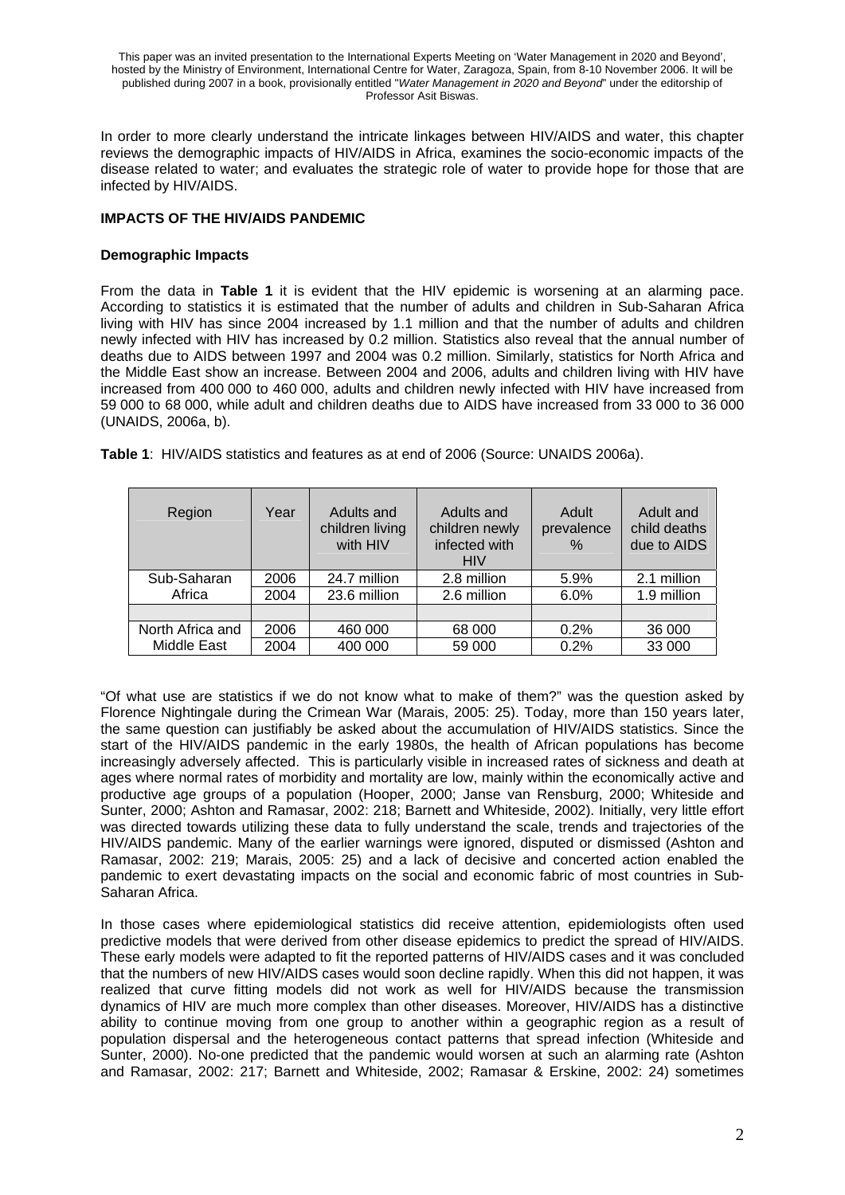This paper was an invited presentation to the International Experts Meeting on 'Water Management in 2020 and Beyond', hosted by the Ministry of Environment, International Centre for Water, Zaragoza, Spain, from 8-10 November 2006. It will be published during 2007 in a book, provisionally entitled "*Water Management in 2020 and Beyond*" under the editorship of Professor Asit Biswas.

In order to more clearly understand the intricate linkages between HIV/AIDS and water, this chapter reviews the demographic impacts of HIV/AIDS in Africa, examines the socio-economic impacts of the disease related to water; and evaluates the strategic role of water to provide hope for those that are infected by HIV/AIDS.

## IMPACTS OF THE HIV/AIDS PANDEMIC

### Demographic Impacts

From the data in **Table 1** it is evident that the HIV epidemic is worsening at an alarming pace. According to statistics it is estimated that the number of adults and children in Sub-Saharan Africa living with HIV has since 2004 increased by 1.1 million and that the number of adults and children newly infected with HIV has increased by 0.2 million. Statistics also reveal that the annual number of deaths due to AIDS between 1997 and 2004 was 0.2 million. Similarly, statistics for North Africa and the Middle East show an increase. Between 2004 and 2006, adults and children living with HIV have increased from 400 000 to 460 000, adults and children newly infected with HIV have increased from 59 000 to 68 000, while adult and children deaths due to AIDS have increased from 33 000 to 36 000 (UNAIDS, 2006a, b).

**Table 1**: HIV/AIDS statistics and features as at end of 2006 (Source: UNAIDS 2006a).

| Region | Year | Adults and children living with HIV | Adults and children newly infected with HIV | Adult prevalence % | Adult and child deaths due to AIDS |
|---|---|---|---|---|---|
| Sub-Saharan Africa | 2006 | 24.7 million | 2.8 million | 5.9% | 2.1 million |
| | 2004 | 23.6 million | 2.6 million | 6.0% | 1.9 million |
| | | | | | |
| North Africa and Middle East | 2006 | 460 000 | 68 000 | 0.2% | 36 000 |
| | 2004 | 400 000 | 59 000 | 0.2% | 33 000 |

"Of what use are statistics if we do not know what to make of them?" was the question asked by Florence Nightingale during the Crimean War (Marais, 2005: 25). Today, more than 150 years later, the same question can justifiably be asked about the accumulation of HIV/AIDS statistics. Since the start of the HIV/AIDS pandemic in the early 1980s, the health of African populations has become increasingly adversely affected. This is particularly visible in increased rates of sickness and death at ages where normal rates of morbidity and mortality are low, mainly within the economically active and productive age groups of a population (Hooper, 2000; Janse van Rensburg, 2000; Whiteside and Sunter, 2000; Ashton and Ramasar, 2002: 218; Barnett and Whiteside, 2002). Initially, very little effort was directed towards utilizing these data to fully understand the scale, trends and trajectories of the HIV/AIDS pandemic. Many of the earlier warnings were ignored, disputed or dismissed (Ashton and Ramasar, 2002: 219; Marais, 2005: 25) and a lack of decisive and concerted action enabled the pandemic to exert devastating impacts on the social and economic fabric of most countries in Sub-Saharan Africa.

In those cases where epidemiological statistics did receive attention, epidemiologists often used predictive models that were derived from other disease epidemics to predict the spread of HIV/AIDS. These early models were adapted to fit the reported patterns of HIV/AIDS cases and it was concluded that the numbers of new HIV/AIDS cases would soon decline rapidly. When this did not happen, it was realized that curve fitting models did not work as well for HIV/AIDS because the transmission dynamics of HIV are much more complex than other diseases. Moreover, HIV/AIDS has a distinctive ability to continue moving from one group to another within a geographic region as a result of population dispersal and the heterogeneous contact patterns that spread infection (Whiteside and Sunter, 2000). No-one predicted that the pandemic would worsen at such an alarming rate (Ashton and Ramasar, 2002: 217; Barnett and Whiteside, 2002; Ramasar & Erskine, 2002: 24) sometimes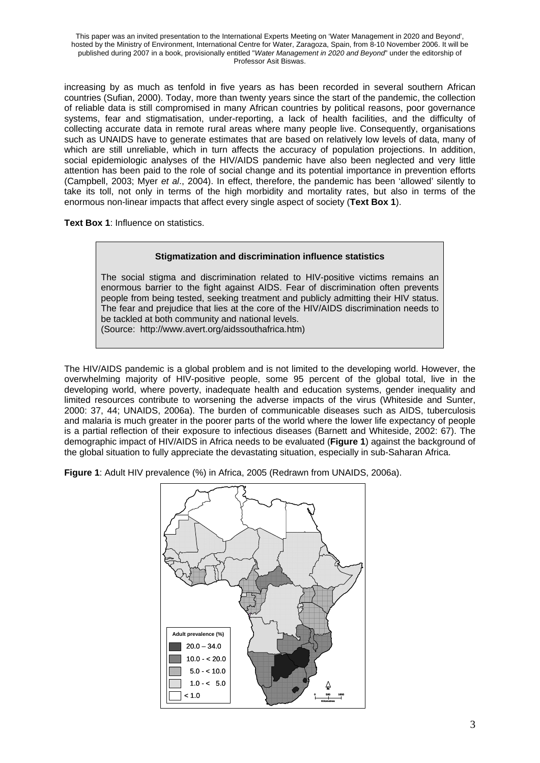increasing by as much as tenfold in five years as has been recorded in several southern African countries (Sufian, 2000). Today, more than twenty years since the start of the pandemic, the collection of reliable data is still compromised in many African countries by political reasons, poor governance systems, fear and stigmatisation, under-reporting, a lack of health facilities, and the difficulty of collecting accurate data in remote rural areas where many people live. Consequently, organisations such as UNAIDS have to generate estimates that are based on relatively low levels of data, many of which are still unreliable, which in turn affects the accuracy of population projections. In addition, social epidemiologic analyses of the HIV/AIDS pandemic have also been neglected and very little attention has been paid to the role of social change and its potential importance in prevention efforts (Campbell, 2003; Myer *et al*., 2004). In effect, therefore, the pandemic has been 'allowed' silently to take its toll, not only in terms of the high morbidity and mortality rates, but also in terms of the enormous non-linear impacts that affect every single aspect of society (**Text Box 1**).

**Text Box 1**: Influence on statistics.

> **Stigmatization and discrimination influence statistics**
>
> The social stigma and discrimination related to HIV-positive victims remains an enormous barrier to the fight against AIDS. Fear of discrimination often prevents people from being tested, seeking treatment and publicly admitting their HIV status. The fear and prejudice that lies at the core of the HIV/AIDS discrimination needs to be tackled at both community and national levels.
> (Source: http://www.avert.org/aidssouthafrica.htm)

The HIV/AIDS pandemic is a global problem and is not limited to the developing world. However, the overwhelming majority of HIV-positive people, some 95 percent of the global total, live in the developing world, where poverty, inadequate health and education systems, gender inequality and limited resources contribute to worsening the adverse impacts of the virus (Whiteside and Sunter, 2000: 37, 44; UNAIDS, 2006a). The burden of communicable diseases such as AIDS, tuberculosis and malaria is much greater in the poorer parts of the world where the lower life expectancy of people is a partial reflection of their exposure to infectious diseases (Barnett and Whiteside, 2002: 67). The demographic impact of HIV/AIDS in Africa needs to be evaluated (**Figure 1**) against the background of the global situation to fully appreciate the devastating situation, especially in sub-Saharan Africa.

**Figure 1**: Adult HIV prevalence (%) in Africa, 2005 (Redrawn from UNAIDS, 2006a).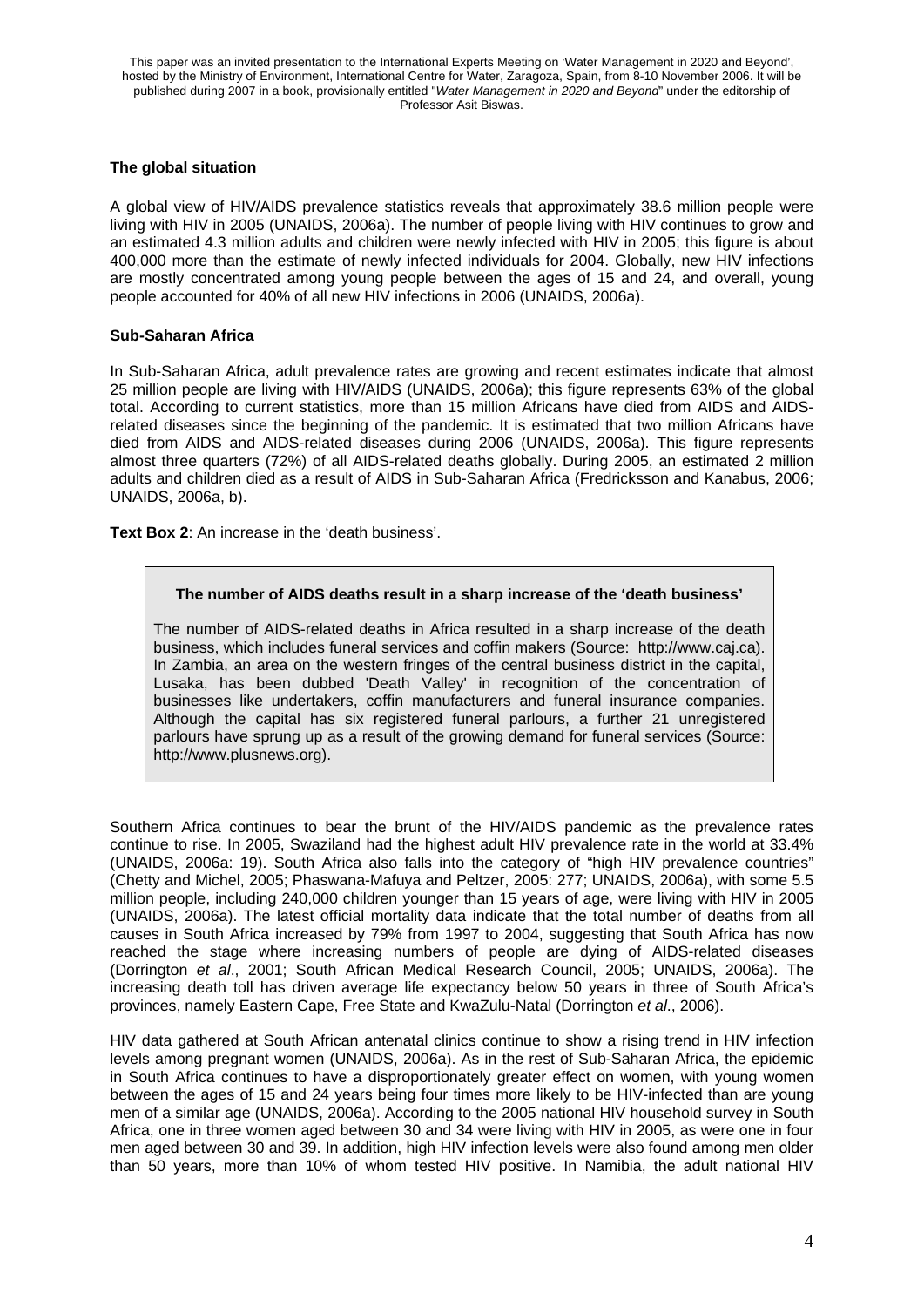### The global situation

A global view of HIV/AIDS prevalence statistics reveals that approximately 38.6 million people were living with HIV in 2005 (UNAIDS, 2006a). The number of people living with HIV continues to grow and an estimated 4.3 million adults and children were newly infected with HIV in 2005; this figure is about 400,000 more than the estimate of newly infected individuals for 2004. Globally, new HIV infections are mostly concentrated among young people between the ages of 15 and 24, and overall, young people accounted for 40% of all new HIV infections in 2006 (UNAIDS, 2006a).

### Sub-Saharan Africa

In Sub-Saharan Africa, adult prevalence rates are growing and recent estimates indicate that almost 25 million people are living with HIV/AIDS (UNAIDS, 2006a); this figure represents 63% of the global total. According to current statistics, more than 15 million Africans have died from AIDS and AIDS-related diseases since the beginning of the pandemic. It is estimated that two million Africans have died from AIDS and AIDS-related diseases during 2006 (UNAIDS, 2006a). This figure represents almost three quarters (72%) of all AIDS-related deaths globally. During 2005, an estimated 2 million adults and children died as a result of AIDS in Sub-Saharan Africa (Fredricksson and Kanabus, 2006; UNAIDS, 2006a, b).

**Text Box 2**: An increase in the 'death business'.

> **The number of AIDS deaths result in a sharp increase of the 'death business'**
>
> The number of AIDS-related deaths in Africa resulted in a sharp increase of the death business, which includes funeral services and coffin makers (Source: http://www.caj.ca). In Zambia, an area on the western fringes of the central business district in the capital, Lusaka, has been dubbed 'Death Valley' in recognition of the concentration of businesses like undertakers, coffin manufacturers and funeral insurance companies. Although the capital has six registered funeral parlours, a further 21 unregistered parlours have sprung up as a result of the growing demand for funeral services (Source: http://www.plusnews.org).

Southern Africa continues to bear the brunt of the HIV/AIDS pandemic as the prevalence rates continue to rise. In 2005, Swaziland had the highest adult HIV prevalence rate in the world at 33.4% (UNAIDS, 2006a: 19). South Africa also falls into the category of "high HIV prevalence countries" (Chetty and Michel, 2005; Phaswana-Mafuya and Peltzer, 2005: 277; UNAIDS, 2006a), with some 5.5 million people, including 240,000 children younger than 15 years of age, were living with HIV in 2005 (UNAIDS, 2006a). The latest official mortality data indicate that the total number of deaths from all causes in South Africa increased by 79% from 1997 to 2004, suggesting that South Africa has now reached the stage where increasing numbers of people are dying of AIDS-related diseases (Dorrington *et al*., 2001; South African Medical Research Council, 2005; UNAIDS, 2006a). The increasing death toll has driven average life expectancy below 50 years in three of South Africa's provinces, namely Eastern Cape, Free State and KwaZulu-Natal (Dorrington *et al*., 2006).

HIV data gathered at South African antenatal clinics continue to show a rising trend in HIV infection levels among pregnant women (UNAIDS, 2006a). As in the rest of Sub-Saharan Africa, the epidemic in South Africa continues to have a disproportionately greater effect on women, with young women between the ages of 15 and 24 years being four times more likely to be HIV-infected than are young men of a similar age (UNAIDS, 2006a). According to the 2005 national HIV household survey in South Africa, one in three women aged between 30 and 34 were living with HIV in 2005, as were one in four men aged between 30 and 39. In addition, high HIV infection levels were also found among men older than 50 years, more than 10% of whom tested HIV positive. In Namibia, the adult national HIV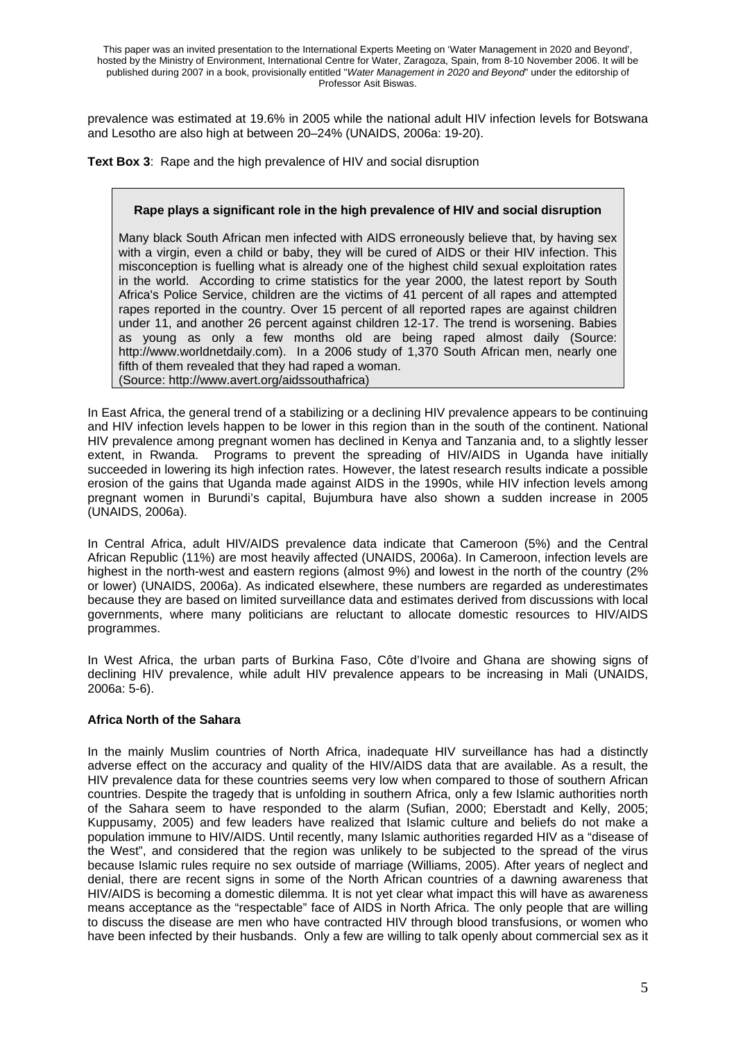prevalence was estimated at 19.6% in 2005 while the national adult HIV infection levels for Botswana and Lesotho are also high at between 20–24% (UNAIDS, 2006a: 19-20).

**Text Box 3**: Rape and the high prevalence of HIV and social disruption

> **Rape plays a significant role in the high prevalence of HIV and social disruption**
>
> Many black South African men infected with AIDS erroneously believe that, by having sex with a virgin, even a child or baby, they will be cured of AIDS or their HIV infection. This misconception is fuelling what is already one of the highest child sexual exploitation rates in the world. According to crime statistics for the year 2000, the latest report by South Africa's Police Service, children are the victims of 41 percent of all rapes and attempted rapes reported in the country. Over 15 percent of all reported rapes are against children under 11, and another 26 percent against children 12-17. The trend is worsening. Babies as young as only a few months old are being raped almost daily (Source: http://www.worldnetdaily.com). In a 2006 study of 1,370 South African men, nearly one fifth of them revealed that they had raped a woman.
> (Source: http://www.avert.org/aidssouthafrica)

In East Africa, the general trend of a stabilizing or a declining HIV prevalence appears to be continuing and HIV infection levels happen to be lower in this region than in the south of the continent. National HIV prevalence among pregnant women has declined in Kenya and Tanzania and, to a slightly lesser extent, in Rwanda. Programs to prevent the spreading of HIV/AIDS in Uganda have initially succeeded in lowering its high infection rates. However, the latest research results indicate a possible erosion of the gains that Uganda made against AIDS in the 1990s, while HIV infection levels among pregnant women in Burundi's capital, Bujumbura have also shown a sudden increase in 2005 (UNAIDS, 2006a).

In Central Africa, adult HIV/AIDS prevalence data indicate that Cameroon (5%) and the Central African Republic (11%) are most heavily affected (UNAIDS, 2006a). In Cameroon, infection levels are highest in the north-west and eastern regions (almost 9%) and lowest in the north of the country (2% or lower) (UNAIDS, 2006a). As indicated elsewhere, these numbers are regarded as underestimates because they are based on limited surveillance data and estimates derived from discussions with local governments, where many politicians are reluctant to allocate domestic resources to HIV/AIDS programmes.

In West Africa, the urban parts of Burkina Faso, Côte d'Ivoire and Ghana are showing signs of declining HIV prevalence, while adult HIV prevalence appears to be increasing in Mali (UNAIDS, 2006a: 5-6).

**Africa North of the Sahara**

In the mainly Muslim countries of North Africa, inadequate HIV surveillance has had a distinctly adverse effect on the accuracy and quality of the HIV/AIDS data that are available. As a result, the HIV prevalence data for these countries seems very low when compared to those of southern African countries. Despite the tragedy that is unfolding in southern Africa, only a few Islamic authorities north of the Sahara seem to have responded to the alarm (Sufian, 2000; Eberstadt and Kelly, 2005; Kuppusamy, 2005) and few leaders have realized that Islamic culture and beliefs do not make a population immune to HIV/AIDS. Until recently, many Islamic authorities regarded HIV as a "disease of the West", and considered that the region was unlikely to be subjected to the spread of the virus because Islamic rules require no sex outside of marriage (Williams, 2005). After years of neglect and denial, there are recent signs in some of the North African countries of a dawning awareness that HIV/AIDS is becoming a domestic dilemma. It is not yet clear what impact this will have as awareness means acceptance as the "respectable" face of AIDS in North Africa. The only people that are willing to discuss the disease are men who have contracted HIV through blood transfusions, or women who have been infected by their husbands. Only a few are willing to talk openly about commercial sex as it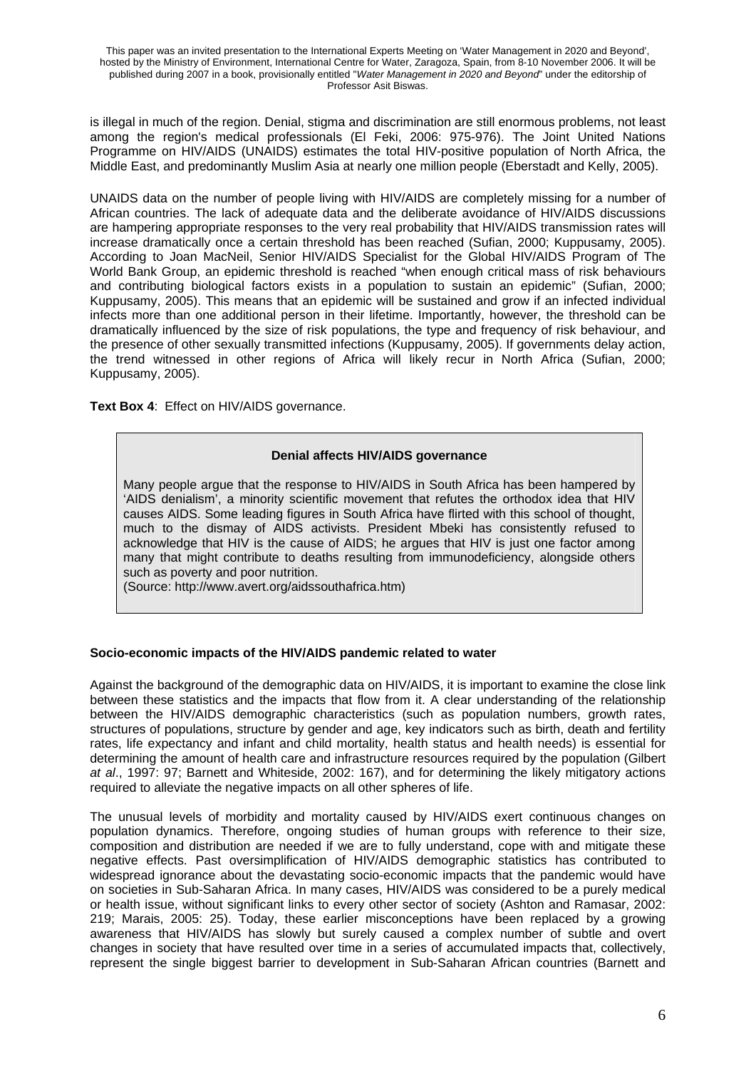is illegal in much of the region. Denial, stigma and discrimination are still enormous problems, not least among the region's medical professionals (El Feki, 2006: 975-976). The Joint United Nations Programme on HIV/AIDS (UNAIDS) estimates the total HIV-positive population of North Africa, the Middle East, and predominantly Muslim Asia at nearly one million people (Eberstadt and Kelly, 2005).

UNAIDS data on the number of people living with HIV/AIDS are completely missing for a number of African countries. The lack of adequate data and the deliberate avoidance of HIV/AIDS discussions are hampering appropriate responses to the very real probability that HIV/AIDS transmission rates will increase dramatically once a certain threshold has been reached (Sufian, 2000; Kuppusamy, 2005). According to Joan MacNeil, Senior HIV/AIDS Specialist for the Global HIV/AIDS Program of The World Bank Group, an epidemic threshold is reached "when enough critical mass of risk behaviours and contributing biological factors exists in a population to sustain an epidemic" (Sufian, 2000; Kuppusamy, 2005). This means that an epidemic will be sustained and grow if an infected individual infects more than one additional person in their lifetime. Importantly, however, the threshold can be dramatically influenced by the size of risk populations, the type and frequency of risk behaviour, and the presence of other sexually transmitted infections (Kuppusamy, 2005). If governments delay action, the trend witnessed in other regions of Africa will likely recur in North Africa (Sufian, 2000; Kuppusamy, 2005).

**Text Box 4**: Effect on HIV/AIDS governance.

> **Denial affects HIV/AIDS governance**
>
> Many people argue that the response to HIV/AIDS in South Africa has been hampered by 'AIDS denialism', a minority scientific movement that refutes the orthodox idea that HIV causes AIDS. Some leading figures in South Africa have flirted with this school of thought, much to the dismay of AIDS activists. President Mbeki has consistently refused to acknowledge that HIV is the cause of AIDS; he argues that HIV is just one factor among many that might contribute to deaths resulting from immunodeficiency, alongside others such as poverty and poor nutrition.
> (Source: http://www.avert.org/aidssouthafrica.htm)

**Socio-economic impacts of the HIV/AIDS pandemic related to water**

Against the background of the demographic data on HIV/AIDS, it is important to examine the close link between these statistics and the impacts that flow from it. A clear understanding of the relationship between the HIV/AIDS demographic characteristics (such as population numbers, growth rates, structures of populations, structure by gender and age, key indicators such as birth, death and fertility rates, life expectancy and infant and child mortality, health status and health needs) is essential for determining the amount of health care and infrastructure resources required by the population (Gilbert *at al*., 1997: 97; Barnett and Whiteside, 2002: 167), and for determining the likely mitigatory actions required to alleviate the negative impacts on all other spheres of life.

The unusual levels of morbidity and mortality caused by HIV/AIDS exert continuous changes on population dynamics. Therefore, ongoing studies of human groups with reference to their size, composition and distribution are needed if we are to fully understand, cope with and mitigate these negative effects. Past oversimplification of HIV/AIDS demographic statistics has contributed to widespread ignorance about the devastating socio-economic impacts that the pandemic would have on societies in Sub-Saharan Africa. In many cases, HIV/AIDS was considered to be a purely medical or health issue, without significant links to every other sector of society (Ashton and Ramasar, 2002: 219; Marais, 2005: 25). Today, these earlier misconceptions have been replaced by a growing awareness that HIV/AIDS has slowly but surely caused a complex number of subtle and overt changes in society that have resulted over time in a series of accumulated impacts that, collectively, represent the single biggest barrier to development in Sub-Saharan African countries (Barnett and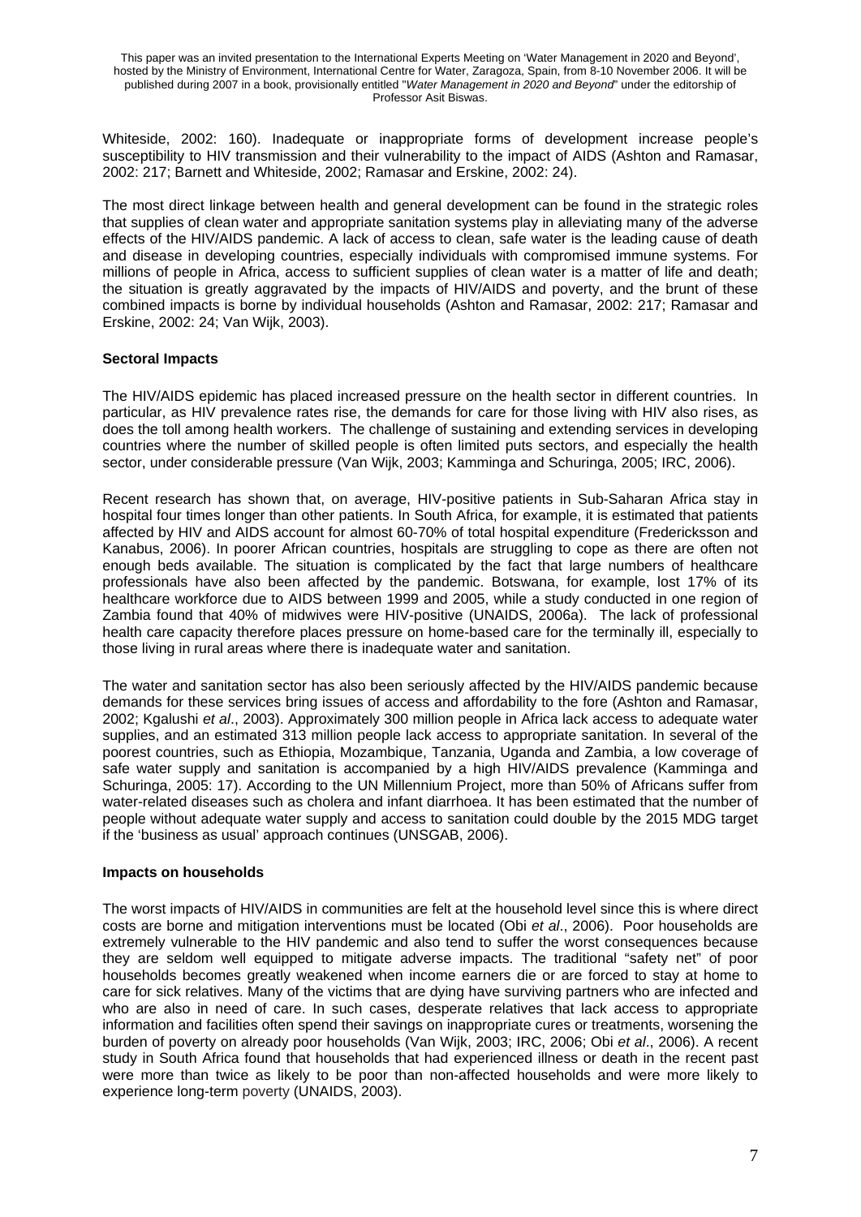Whiteside, 2002: 160). Inadequate or inappropriate forms of development increase people's susceptibility to HIV transmission and their vulnerability to the impact of AIDS (Ashton and Ramasar, 2002: 217; Barnett and Whiteside, 2002; Ramasar and Erskine, 2002: 24).

The most direct linkage between health and general development can be found in the strategic roles that supplies of clean water and appropriate sanitation systems play in alleviating many of the adverse effects of the HIV/AIDS pandemic. A lack of access to clean, safe water is the leading cause of death and disease in developing countries, especially individuals with compromised immune systems. For millions of people in Africa, access to sufficient supplies of clean water is a matter of life and death; the situation is greatly aggravated by the impacts of HIV/AIDS and poverty, and the brunt of these combined impacts is borne by individual households (Ashton and Ramasar, 2002: 217; Ramasar and Erskine, 2002: 24; Van Wijk, 2003).

**Sectoral Impacts**

The HIV/AIDS epidemic has placed increased pressure on the health sector in different countries. In particular, as HIV prevalence rates rise, the demands for care for those living with HIV also rises, as does the toll among health workers. The challenge of sustaining and extending services in developing countries where the number of skilled people is often limited puts sectors, and especially the health sector, under considerable pressure (Van Wijk, 2003; Kamminga and Schuringa, 2005; IRC, 2006).

Recent research has shown that, on average, HIV-positive patients in Sub-Saharan Africa stay in hospital four times longer than other patients. In South Africa, for example, it is estimated that patients affected by HIV and AIDS account for almost 60-70% of total hospital expenditure (Fredericksson and Kanabus, 2006). In poorer African countries, hospitals are struggling to cope as there are often not enough beds available. The situation is complicated by the fact that large numbers of healthcare professionals have also been affected by the pandemic. Botswana, for example, lost 17% of its healthcare workforce due to AIDS between 1999 and 2005, while a study conducted in one region of Zambia found that 40% of midwives were HIV-positive (UNAIDS, 2006a). The lack of professional health care capacity therefore places pressure on home-based care for the terminally ill, especially to those living in rural areas where there is inadequate water and sanitation.

The water and sanitation sector has also been seriously affected by the HIV/AIDS pandemic because demands for these services bring issues of access and affordability to the fore (Ashton and Ramasar, 2002; Kgalushi *et al*., 2003). Approximately 300 million people in Africa lack access to adequate water supplies, and an estimated 313 million people lack access to appropriate sanitation. In several of the poorest countries, such as Ethiopia, Mozambique, Tanzania, Uganda and Zambia, a low coverage of safe water supply and sanitation is accompanied by a high HIV/AIDS prevalence (Kamminga and Schuringa, 2005: 17). According to the UN Millennium Project, more than 50% of Africans suffer from water-related diseases such as cholera and infant diarrhoea. It has been estimated that the number of people without adequate water supply and access to sanitation could double by the 2015 MDG target if the 'business as usual' approach continues (UNSGAB, 2006).

**Impacts on households**

The worst impacts of HIV/AIDS in communities are felt at the household level since this is where direct costs are borne and mitigation interventions must be located (Obi *et al*., 2006). Poor households are extremely vulnerable to the HIV pandemic and also tend to suffer the worst consequences because they are seldom well equipped to mitigate adverse impacts. The traditional "safety net" of poor households becomes greatly weakened when income earners die or are forced to stay at home to care for sick relatives. Many of the victims that are dying have surviving partners who are infected and who are also in need of care. In such cases, desperate relatives that lack access to appropriate information and facilities often spend their savings on inappropriate cures or treatments, worsening the burden of poverty on already poor households (Van Wijk, 2003; IRC, 2006; Obi *et al*., 2006). A recent study in South Africa found that households that had experienced illness or death in the recent past were more than twice as likely to be poor than non-affected households and were more likely to experience long-term poverty (UNAIDS, 2003).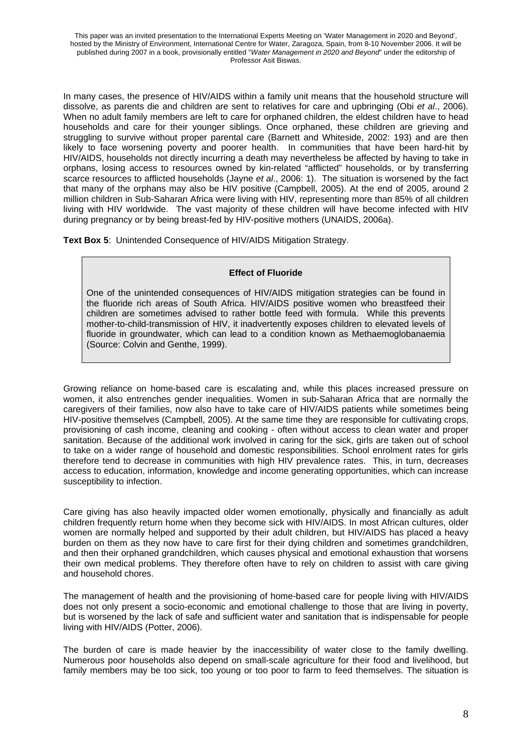In many cases, the presence of HIV/AIDS within a family unit means that the household structure will dissolve, as parents die and children are sent to relatives for care and upbringing (Obi *et al*., 2006). When no adult family members are left to care for orphaned children, the eldest children have to head households and care for their younger siblings. Once orphaned, these children are grieving and struggling to survive without proper parental care (Barnett and Whiteside, 2002: 193) and are then likely to face worsening poverty and poorer health. In communities that have been hard-hit by HIV/AIDS, households not directly incurring a death may nevertheless be affected by having to take in orphans, losing access to resources owned by kin-related "afflicted" households, or by transferring scarce resources to afflicted households (Jayne *et al*., 2006: 1). The situation is worsened by the fact that many of the orphans may also be HIV positive (Campbell, 2005). At the end of 2005, around 2 million children in Sub-Saharan Africa were living with HIV, representing more than 85% of all children living with HIV worldwide. The vast majority of these children will have become infected with HIV during pregnancy or by being breast-fed by HIV-positive mothers (UNAIDS, 2006a).

**Text Box 5**: Unintended Consequence of HIV/AIDS Mitigation Strategy.

> **Effect of Fluoride**
>
> One of the unintended consequences of HIV/AIDS mitigation strategies can be found in the fluoride rich areas of South Africa. HIV/AIDS positive women who breastfeed their children are sometimes advised to rather bottle feed with formula. While this prevents mother-to-child-transmission of HIV, it inadvertently exposes children to elevated levels of fluoride in groundwater, which can lead to a condition known as Methaemoglobanaemia (Source: Colvin and Genthe, 1999).

Growing reliance on home-based care is escalating and, while this places increased pressure on women, it also entrenches gender inequalities. Women in sub-Saharan Africa that are normally the caregivers of their families, now also have to take care of HIV/AIDS patients while sometimes being HIV-positive themselves (Campbell, 2005). At the same time they are responsible for cultivating crops, provisioning of cash income, cleaning and cooking - often without access to clean water and proper sanitation. Because of the additional work involved in caring for the sick, girls are taken out of school to take on a wider range of household and domestic responsibilities. School enrolment rates for girls therefore tend to decrease in communities with high HIV prevalence rates. This, in turn, decreases access to education, information, knowledge and income generating opportunities, which can increase susceptibility to infection.

Care giving has also heavily impacted older women emotionally, physically and financially as adult children frequently return home when they become sick with HIV/AIDS. In most African cultures, older women are normally helped and supported by their adult children, but HIV/AIDS has placed a heavy burden on them as they now have to care first for their dying children and sometimes grandchildren, and then their orphaned grandchildren, which causes physical and emotional exhaustion that worsens their own medical problems. They therefore often have to rely on children to assist with care giving and household chores.

The management of health and the provisioning of home-based care for people living with HIV/AIDS does not only present a socio-economic and emotional challenge to those that are living in poverty, but is worsened by the lack of safe and sufficient water and sanitation that is indispensable for people living with HIV/AIDS (Potter, 2006).

The burden of care is made heavier by the inaccessibility of water close to the family dwelling. Numerous poor households also depend on small-scale agriculture for their food and livelihood, but family members may be too sick, too young or too poor to farm to feed themselves. The situation is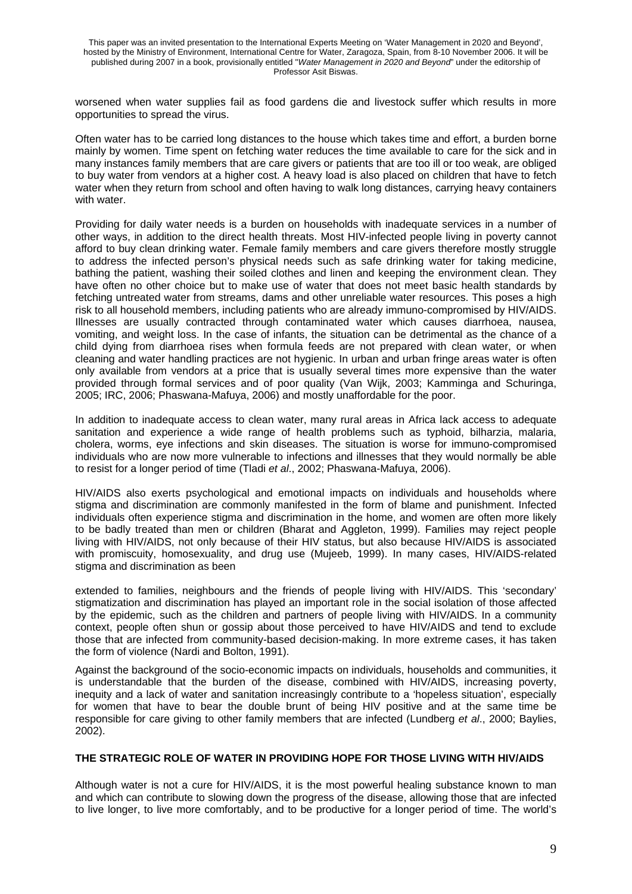worsened when water supplies fail as food gardens die and livestock suffer which results in more opportunities to spread the virus.

Often water has to be carried long distances to the house which takes time and effort, a burden borne mainly by women. Time spent on fetching water reduces the time available to care for the sick and in many instances family members that are care givers or patients that are too ill or too weak, are obliged to buy water from vendors at a higher cost. A heavy load is also placed on children that have to fetch water when they return from school and often having to walk long distances, carrying heavy containers with water.

Providing for daily water needs is a burden on households with inadequate services in a number of other ways, in addition to the direct health threats. Most HIV-infected people living in poverty cannot afford to buy clean drinking water. Female family members and care givers therefore mostly struggle to address the infected person's physical needs such as safe drinking water for taking medicine, bathing the patient, washing their soiled clothes and linen and keeping the environment clean. They have often no other choice but to make use of water that does not meet basic health standards by fetching untreated water from streams, dams and other unreliable water resources. This poses a high risk to all household members, including patients who are already immuno-compromised by HIV/AIDS. Illnesses are usually contracted through contaminated water which causes diarrhoea, nausea, vomiting, and weight loss. In the case of infants, the situation can be detrimental as the chance of a child dying from diarrhoea rises when formula feeds are not prepared with clean water, or when cleaning and water handling practices are not hygienic. In urban and urban fringe areas water is often only available from vendors at a price that is usually several times more expensive than the water provided through formal services and of poor quality (Van Wijk, 2003; Kamminga and Schuringa, 2005; IRC, 2006; Phaswana-Mafuya, 2006) and mostly unaffordable for the poor.

In addition to inadequate access to clean water, many rural areas in Africa lack access to adequate sanitation and experience a wide range of health problems such as typhoid, bilharzia, malaria, cholera, worms, eye infections and skin diseases. The situation is worse for immuno-compromised individuals who are now more vulnerable to infections and illnesses that they would normally be able to resist for a longer period of time (Tladi *et al*., 2002; Phaswana-Mafuya, 2006).

HIV/AIDS also exerts psychological and emotional impacts on individuals and households where stigma and discrimination are commonly manifested in the form of blame and punishment. Infected individuals often experience stigma and discrimination in the home, and women are often more likely to be badly treated than men or children (Bharat and Aggleton, 1999). Families may reject people living with HIV/AIDS, not only because of their HIV status, but also because HIV/AIDS is associated with promiscuity, homosexuality, and drug use (Mujeeb, 1999). In many cases, HIV/AIDS-related stigma and discrimination as been extended to families, neighbours and the friends of people living with HIV/AIDS. This 'secondary' stigmatization and discrimination has played an important role in the social isolation of those affected by the epidemic, such as the children and partners of people living with HIV/AIDS. In a community context, people often shun or gossip about those perceived to have HIV/AIDS and tend to exclude those that are infected from community-based decision-making. In more extreme cases, it has taken the form of violence (Nardi and Bolton, 1991).

Against the background of the socio-economic impacts on individuals, households and communities, it is understandable that the burden of the disease, combined with HIV/AIDS, increasing poverty, inequity and a lack of water and sanitation increasingly contribute to a 'hopeless situation', especially for women that have to bear the double brunt of being HIV positive and at the same time be responsible for care giving to other family members that are infected (Lundberg *et al*., 2000; Baylies, 2002).

## THE STRATEGIC ROLE OF WATER IN PROVIDING HOPE FOR THOSE LIVING WITH HIV/AIDS

Although water is not a cure for HIV/AIDS, it is the most powerful healing substance known to man and which can contribute to slowing down the progress of the disease, allowing those that are infected to live longer, to live more comfortably, and to be productive for a longer period of time. The world's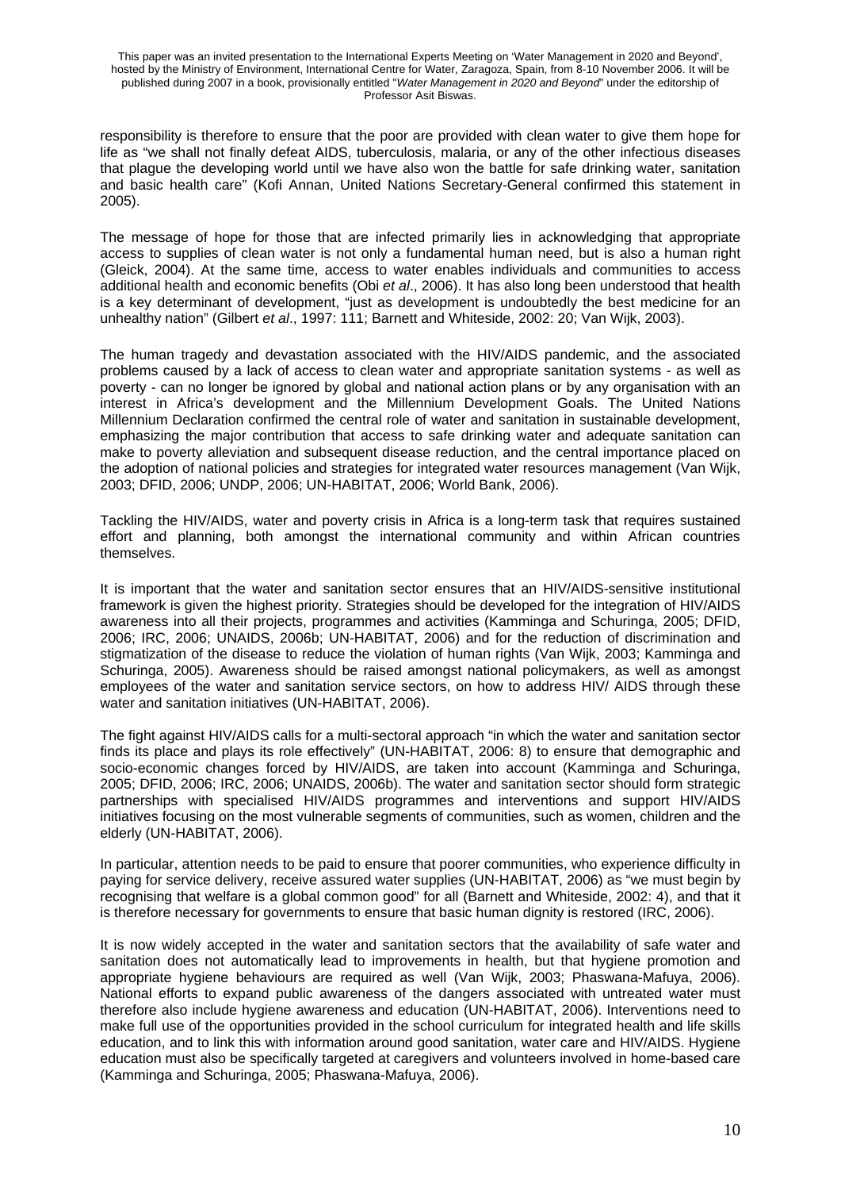responsibility is therefore to ensure that the poor are provided with clean water to give them hope for life as "we shall not finally defeat AIDS, tuberculosis, malaria, or any of the other infectious diseases that plague the developing world until we have also won the battle for safe drinking water, sanitation and basic health care" (Kofi Annan, United Nations Secretary-General confirmed this statement in 2005).

The message of hope for those that are infected primarily lies in acknowledging that appropriate access to supplies of clean water is not only a fundamental human need, but is also a human right (Gleick, 2004). At the same time, access to water enables individuals and communities to access additional health and economic benefits (Obi *et al*., 2006). It has also long been understood that health is a key determinant of development, "just as development is undoubtedly the best medicine for an unhealthy nation" (Gilbert *et al*., 1997: 111; Barnett and Whiteside, 2002: 20; Van Wijk, 2003).

The human tragedy and devastation associated with the HIV/AIDS pandemic, and the associated problems caused by a lack of access to clean water and appropriate sanitation systems - as well as poverty - can no longer be ignored by global and national action plans or by any organisation with an interest in Africa's development and the Millennium Development Goals. The United Nations Millennium Declaration confirmed the central role of water and sanitation in sustainable development, emphasizing the major contribution that access to safe drinking water and adequate sanitation can make to poverty alleviation and subsequent disease reduction, and the central importance placed on the adoption of national policies and strategies for integrated water resources management (Van Wijk, 2003; DFID, 2006; UNDP, 2006; UN-HABITAT, 2006; World Bank, 2006).

Tackling the HIV/AIDS, water and poverty crisis in Africa is a long-term task that requires sustained effort and planning, both amongst the international community and within African countries themselves.

It is important that the water and sanitation sector ensures that an HIV/AIDS-sensitive institutional framework is given the highest priority. Strategies should be developed for the integration of HIV/AIDS awareness into all their projects, programmes and activities (Kamminga and Schuringa, 2005; DFID, 2006; IRC, 2006; UNAIDS, 2006b; UN-HABITAT, 2006) and for the reduction of discrimination and stigmatization of the disease to reduce the violation of human rights (Van Wijk, 2003; Kamminga and Schuringa, 2005). Awareness should be raised amongst national policymakers, as well as amongst employees of the water and sanitation service sectors, on how to address HIV/ AIDS through these water and sanitation initiatives (UN-HABITAT, 2006).

The fight against HIV/AIDS calls for a multi-sectoral approach "in which the water and sanitation sector finds its place and plays its role effectively" (UN-HABITAT, 2006: 8) to ensure that demographic and socio-economic changes forced by HIV/AIDS, are taken into account (Kamminga and Schuringa, 2005; DFID, 2006; IRC, 2006; UNAIDS, 2006b). The water and sanitation sector should form strategic partnerships with specialised HIV/AIDS programmes and interventions and support HIV/AIDS initiatives focusing on the most vulnerable segments of communities, such as women, children and the elderly (UN-HABITAT, 2006).

In particular, attention needs to be paid to ensure that poorer communities, who experience difficulty in paying for service delivery, receive assured water supplies (UN-HABITAT, 2006) as "we must begin by recognising that welfare is a global common good" for all (Barnett and Whiteside, 2002: 4), and that it is therefore necessary for governments to ensure that basic human dignity is restored (IRC, 2006).

It is now widely accepted in the water and sanitation sectors that the availability of safe water and sanitation does not automatically lead to improvements in health, but that hygiene promotion and appropriate hygiene behaviours are required as well (Van Wijk, 2003; Phaswana-Mafuya, 2006). National efforts to expand public awareness of the dangers associated with untreated water must therefore also include hygiene awareness and education (UN-HABITAT, 2006). Interventions need to make full use of the opportunities provided in the school curriculum for integrated health and life skills education, and to link this with information around good sanitation, water care and HIV/AIDS. Hygiene education must also be specifically targeted at caregivers and volunteers involved in home-based care (Kamminga and Schuringa, 2005; Phaswana-Mafuya, 2006).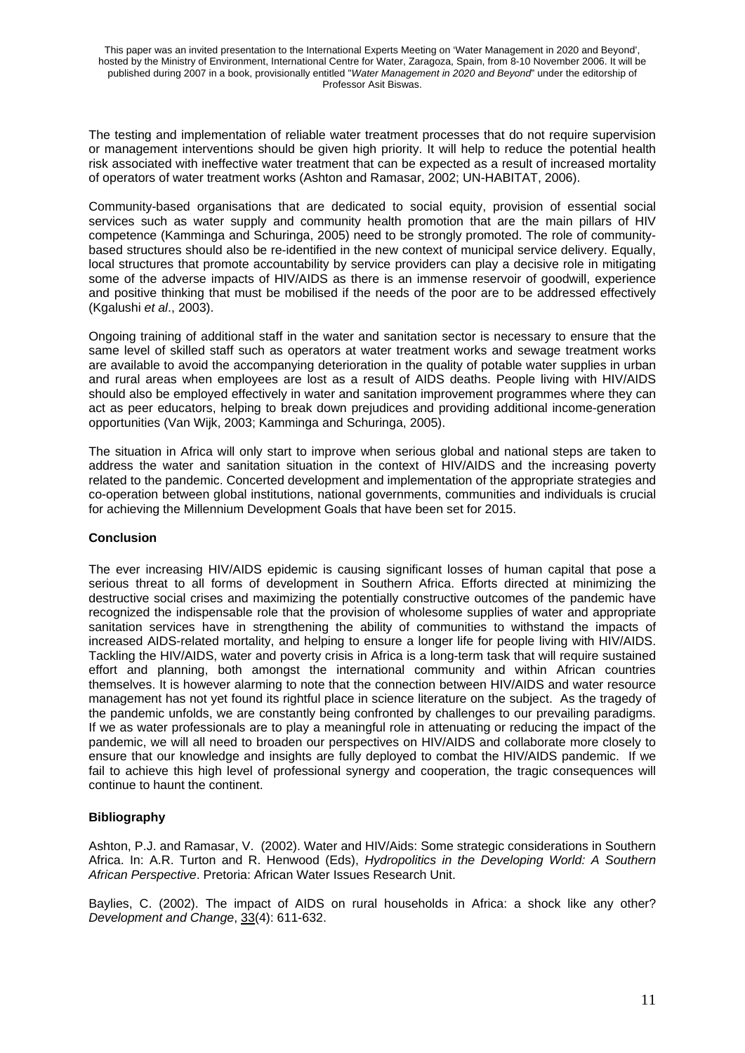The testing and implementation of reliable water treatment processes that do not require supervision or management interventions should be given high priority. It will help to reduce the potential health risk associated with ineffective water treatment that can be expected as a result of increased mortality of operators of water treatment works (Ashton and Ramasar, 2002; UN-HABITAT, 2006).

Community-based organisations that are dedicated to social equity, provision of essential social services such as water supply and community health promotion that are the main pillars of HIV competence (Kamminga and Schuringa, 2005) need to be strongly promoted. The role of community-based structures should also be re-identified in the new context of municipal service delivery. Equally, local structures that promote accountability by service providers can play a decisive role in mitigating some of the adverse impacts of HIV/AIDS as there is an immense reservoir of goodwill, experience and positive thinking that must be mobilised if the needs of the poor are to be addressed effectively (Kgalushi *et al*., 2003).

Ongoing training of additional staff in the water and sanitation sector is necessary to ensure that the same level of skilled staff such as operators at water treatment works and sewage treatment works are available to avoid the accompanying deterioration in the quality of potable water supplies in urban and rural areas when employees are lost as a result of AIDS deaths. People living with HIV/AIDS should also be employed effectively in water and sanitation improvement programmes where they can act as peer educators, helping to break down prejudices and providing additional income-generation opportunities (Van Wijk, 2003; Kamminga and Schuringa, 2005).

The situation in Africa will only start to improve when serious global and national steps are taken to address the water and sanitation situation in the context of HIV/AIDS and the increasing poverty related to the pandemic. Concerted development and implementation of the appropriate strategies and co-operation between global institutions, national governments, communities and individuals is crucial for achieving the Millennium Development Goals that have been set for 2015.

## Conclusion

The ever increasing HIV/AIDS epidemic is causing significant losses of human capital that pose a serious threat to all forms of development in Southern Africa. Efforts directed at minimizing the destructive social crises and maximizing the potentially constructive outcomes of the pandemic have recognized the indispensable role that the provision of wholesome supplies of water and appropriate sanitation services have in strengthening the ability of communities to withstand the impacts of increased AIDS-related mortality, and helping to ensure a longer life for people living with HIV/AIDS. Tackling the HIV/AIDS, water and poverty crisis in Africa is a long-term task that will require sustained effort and planning, both amongst the international community and within African countries themselves. It is however alarming to note that the connection between HIV/AIDS and water resource management has not yet found its rightful place in science literature on the subject. As the tragedy of the pandemic unfolds, we are constantly being confronted by challenges to our prevailing paradigms. If we as water professionals are to play a meaningful role in attenuating or reducing the impact of the pandemic, we will all need to broaden our perspectives on HIV/AIDS and collaborate more closely to ensure that our knowledge and insights are fully deployed to combat the HIV/AIDS pandemic. If we fail to achieve this high level of professional synergy and cooperation, the tragic consequences will continue to haunt the continent.

## Bibliography

Ashton, P.J. and Ramasar, V. (2002). Water and HIV/Aids: Some strategic considerations in Southern Africa. In: A.R. Turton and R. Henwood (Eds), *Hydropolitics in the Developing World: A Southern African Perspective*. Pretoria: African Water Issues Research Unit.

Baylies, C. (2002). The impact of AIDS on rural households in Africa: a shock like any other? *Development and Change*, 33(4): 611-632.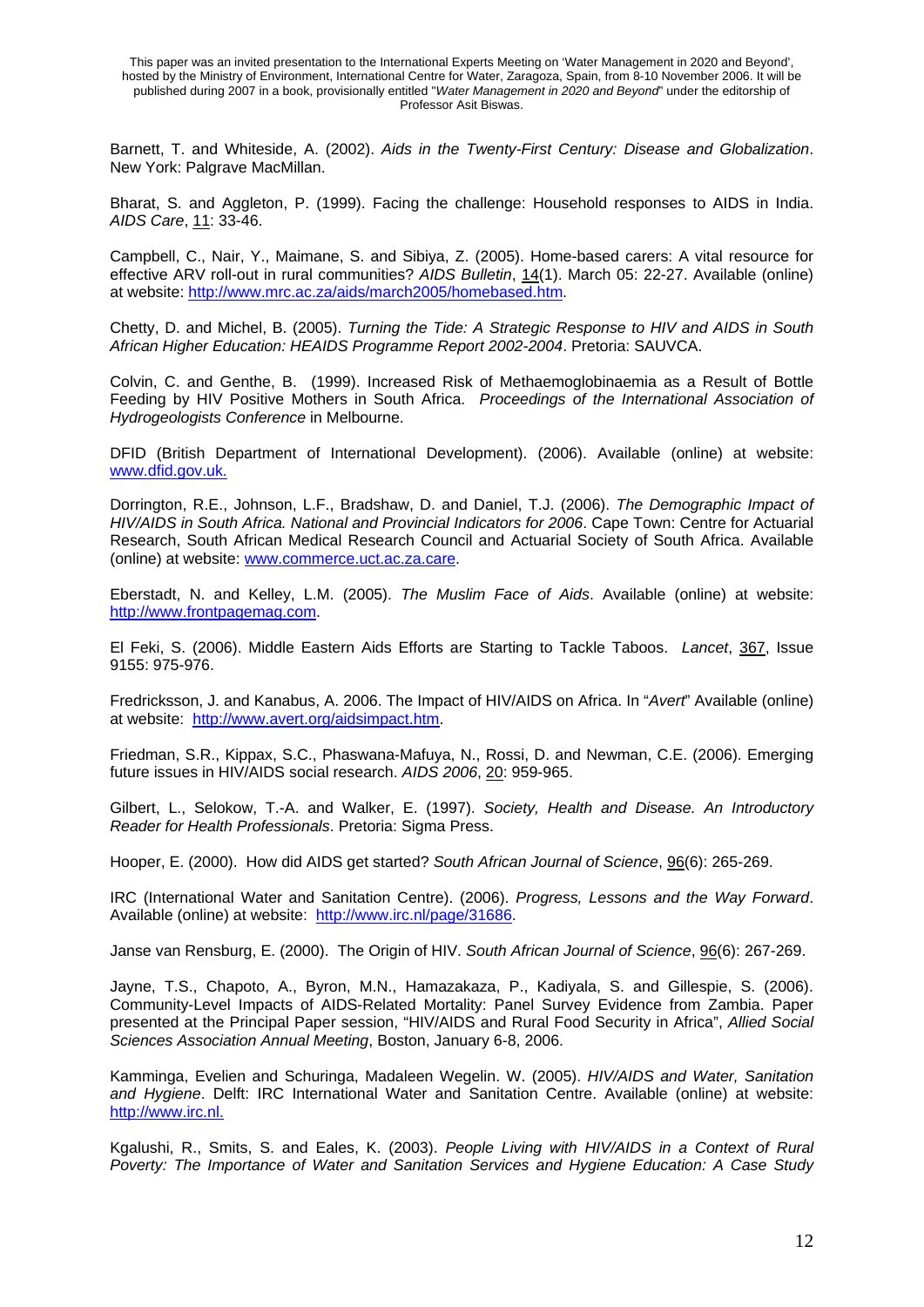This paper was an invited presentation to the International Experts Meeting on 'Water Management in 2020 and Beyond', hosted by the Ministry of Environment, International Centre for Water, Zaragoza, Spain, from 8-10 November 2006. It will be published during 2007 in a book, provisionally entitled "*Water Management in 2020 and Beyond*" under the editorship of Professor Asit Biswas.

Barnett, T. and Whiteside, A. (2002). *Aids in the Twenty-First Century: Disease and Globalization*. New York: Palgrave MacMillan.

Bharat, S. and Aggleton, P. (1999). Facing the challenge: Household responses to AIDS in India. *AIDS Care*, 11: 33-46.

Campbell, C., Nair, Y., Maimane, S. and Sibiya, Z. (2005). Home-based carers: A vital resource for effective ARV roll-out in rural communities? *AIDS Bulletin*, 14(1). March 05: 22-27. Available (online) at website: http://www.mrc.ac.za/aids/march2005/homebased.htm.

Chetty, D. and Michel, B. (2005). *Turning the Tide: A Strategic Response to HIV and AIDS in South African Higher Education: HEAIDS Programme Report 2002-2004*. Pretoria: SAUVCA.

Colvin, C. and Genthe, B. (1999). Increased Risk of Methaemoglobinaemia as a Result of Bottle Feeding by HIV Positive Mothers in South Africa. *Proceedings of the International Association of Hydrogeologists Conference* in Melbourne.

DFID (British Department of International Development). (2006). Available (online) at website: www.dfid.gov.uk.

Dorrington, R.E., Johnson, L.F., Bradshaw, D. and Daniel, T.J. (2006). *The Demographic Impact of HIV/AIDS in South Africa. National and Provincial Indicators for 2006*. Cape Town: Centre for Actuarial Research, South African Medical Research Council and Actuarial Society of South Africa. Available (online) at website: www.commerce.uct.ac.za.care.

Eberstadt, N. and Kelley, L.M. (2005). *The Muslim Face of Aids*. Available (online) at website: http://www.frontpagemag.com.

El Feki, S. (2006). Middle Eastern Aids Efforts are Starting to Tackle Taboos. *Lancet*, 367, Issue 9155: 975-976.

Fredricksson, J. and Kanabus, A. 2006. The Impact of HIV/AIDS on Africa. In "*Avert*" Available (online) at website: http://www.avert.org/aidsimpact.htm.

Friedman, S.R., Kippax, S.C., Phaswana-Mafuya, N., Rossi, D. and Newman, C.E. (2006). Emerging future issues in HIV/AIDS social research. *AIDS 2006*, 20: 959-965.

Gilbert, L., Selokow, T.-A. and Walker, E. (1997). *Society, Health and Disease. An Introductory Reader for Health Professionals*. Pretoria: Sigma Press.

Hooper, E. (2000). How did AIDS get started? *South African Journal of Science*, 96(6): 265-269.

IRC (International Water and Sanitation Centre). (2006). *Progress, Lessons and the Way Forward*. Available (online) at website: http://www.irc.nl/page/31686.

Janse van Rensburg, E. (2000). The Origin of HIV. *South African Journal of Science*, 96(6): 267-269.

Jayne, T.S., Chapoto, A., Byron, M.N., Hamazakaza, P., Kadiyala, S. and Gillespie, S. (2006). Community-Level Impacts of AIDS-Related Mortality: Panel Survey Evidence from Zambia. Paper presented at the Principal Paper session, "HIV/AIDS and Rural Food Security in Africa", *Allied Social Sciences Association Annual Meeting*, Boston, January 6-8, 2006.

Kamminga, Evelien and Schuringa, Madaleen Wegelin. W. (2005). *HIV/AIDS and Water, Sanitation and Hygiene*. Delft: IRC International Water and Sanitation Centre. Available (online) at website: http://www.irc.nl.

Kgalushi, R., Smits, S. and Eales, K. (2003). *People Living with HIV/AIDS in a Context of Rural Poverty: The Importance of Water and Sanitation Services and Hygiene Education: A Case Study*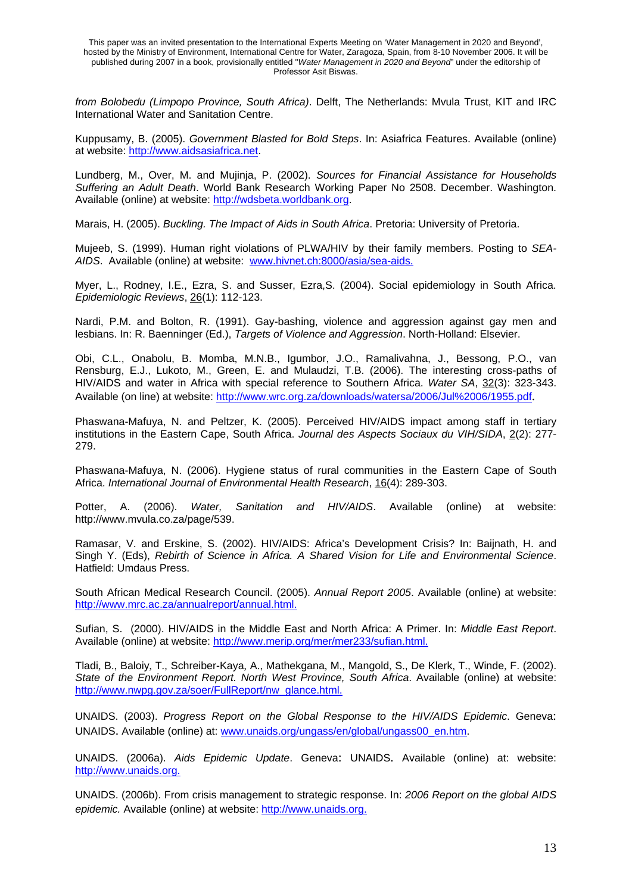*from Bolobedu (Limpopo Province, South Africa)*. Delft, The Netherlands: Mvula Trust, KIT and IRC International Water and Sanitation Centre.

Kuppusamy, B. (2005). *Government Blasted for Bold Steps*. In: Asiafrica Features. Available (online) at website: http://www.aidsasiafrica.net.

Lundberg, M., Over, M. and Mujinja, P. (2002). *Sources for Financial Assistance for Households Suffering an Adult Death*. World Bank Research Working Paper No 2508. December. Washington. Available (online) at website: http://wdsbeta.worldbank.org.

Marais, H. (2005). *Buckling. The Impact of Aids in South Africa*. Pretoria: University of Pretoria.

Mujeeb, S. (1999). Human right violations of PLWA/HIV by their family members. Posting to *SEA-AIDS*. Available (online) at website: www.hivnet.ch:8000/asia/sea-aids.

Myer, L., Rodney, I.E., Ezra, S. and Susser, Ezra,S. (2004). Social epidemiology in South Africa. *Epidemiologic Reviews*, 26(1): 112-123.

Nardi, P.M. and Bolton, R. (1991). Gay-bashing, violence and aggression against gay men and lesbians. In: R. Baenninger (Ed.), *Targets of Violence and Aggression*. North-Holland: Elsevier.

Obi, C.L., Onabolu, B. Momba, M.N.B., Igumbor, J.O., Ramalivahna, J., Bessong, P.O., van Rensburg, E.J., Lukoto, M., Green, E. and Mulaudzi, T.B. (2006). The interesting cross-paths of HIV/AIDS and water in Africa with special reference to Southern Africa. *Water SA*, 32(3): 323-343. Available (on line) at website: http://www.wrc.org.za/downloads/watersa/2006/Jul%2006/1955.pdf.

Phaswana-Mafuya, N. and Peltzer, K. (2005). Perceived HIV/AIDS impact among staff in tertiary institutions in the Eastern Cape, South Africa. *Journal des Aspects Sociaux du VIH/SIDA*, 2(2): 277-279.

Phaswana-Mafuya, N. (2006). Hygiene status of rural communities in the Eastern Cape of South Africa. *International Journal of Environmental Health Research*, 16(4): 289-303.

Potter, A. (2006). *Water, Sanitation and HIV/AIDS*. Available (online) at website: http://www.mvula.co.za/page/539.

Ramasar, V. and Erskine, S. (2002). HIV/AIDS: Africa's Development Crisis? In: Baijnath, H. and Singh Y. (Eds), *Rebirth of Science in Africa. A Shared Vision for Life and Environmental Science*. Hatfield: Umdaus Press.

South African Medical Research Council. (2005). *Annual Report 2005*. Available (online) at website: http://www.mrc.ac.za/annualreport/annual.html.

Sufian, S. (2000). HIV/AIDS in the Middle East and North Africa: A Primer. In: *Middle East Report*. Available (online) at website: http://www.merip.org/mer/mer233/sufian.html.

Tladi, B., Baloiy, T., Schreiber-Kaya, A., Mathekgana, M., Mangold, S., De Klerk, T., Winde, F. (2002). *State of the Environment Report. North West Province, South Africa*. Available (online) at website: http://www.nwpg.gov.za/soer/FullReport/nw_glance.html.

UNAIDS. (2003). *Progress Report on the Global Response to the HIV/AIDS Epidemic*. Geneva: UNAIDS. Available (online) at: www.unaids.org/ungass/en/global/ungass00_en.htm.

UNAIDS. (2006a). *Aids Epidemic Update*. Geneva: UNAIDS. Available (online) at: website: http://www.unaids.org.

UNAIDS. (2006b). From crisis management to strategic response. In: *2006 Report on the global AIDS epidemic.* Available (online) at website: http://www.unaids.org.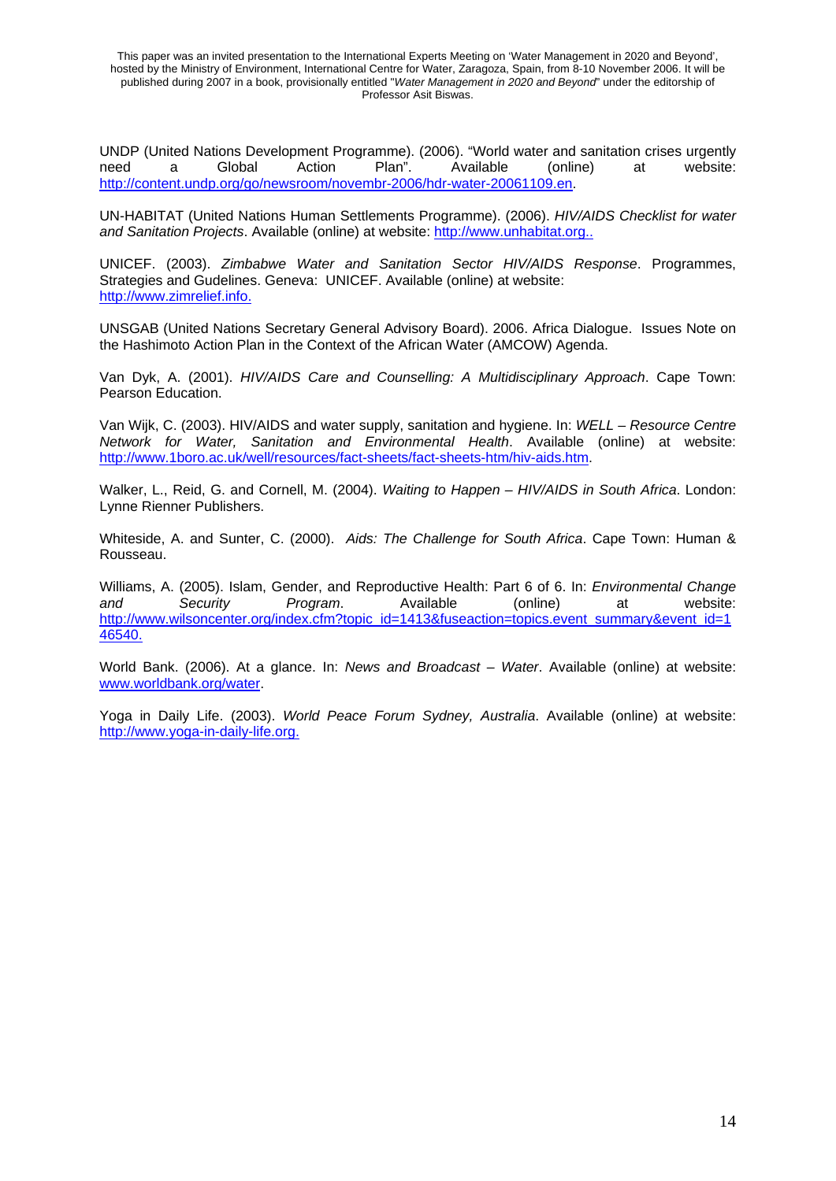UNDP (United Nations Development Programme). (2006). "World water and sanitation crises urgently need a Global Action Plan". Available (online) at website: http://content.undp.org/go/newsroom/novembr-2006/hdr-water-20061109.en.

UN-HABITAT (United Nations Human Settlements Programme). (2006). *HIV/AIDS Checklist for water and Sanitation Projects*. Available (online) at website: http://www.unhabitat.org..

UNICEF. (2003). *Zimbabwe Water and Sanitation Sector HIV/AIDS Response*. Programmes, Strategies and Gudelines. Geneva: UNICEF. Available (online) at website: http://www.zimrelief.info.

UNSGAB (United Nations Secretary General Advisory Board). 2006. Africa Dialogue. Issues Note on the Hashimoto Action Plan in the Context of the African Water (AMCOW) Agenda.

Van Dyk, A. (2001). *HIV/AIDS Care and Counselling: A Multidisciplinary Approach*. Cape Town: Pearson Education.

Van Wijk, C. (2003). HIV/AIDS and water supply, sanitation and hygiene. In: *WELL – Resource Centre Network for Water, Sanitation and Environmental Health*. Available (online) at website: http://www.1boro.ac.uk/well/resources/fact-sheets/fact-sheets-htm/hiv-aids.htm.

Walker, L., Reid, G. and Cornell, M. (2004). *Waiting to Happen – HIV/AIDS in South Africa*. London: Lynne Rienner Publishers.

Whiteside, A. and Sunter, C. (2000). *Aids: The Challenge for South Africa*. Cape Town: Human & Rousseau.

Williams, A. (2005). Islam, Gender, and Reproductive Health: Part 6 of 6. In: *Environmental Change and Security Program*. Available (online) at website: http://www.wilsoncenter.org/index.cfm?topic_id=1413&fuseaction=topics.event_summary&event_id=146540.

World Bank. (2006). At a glance. In: *News and Broadcast – Water*. Available (online) at website: www.worldbank.org/water.

Yoga in Daily Life. (2003). *World Peace Forum Sydney, Australia*. Available (online) at website: http://www.yoga-in-daily-life.org.